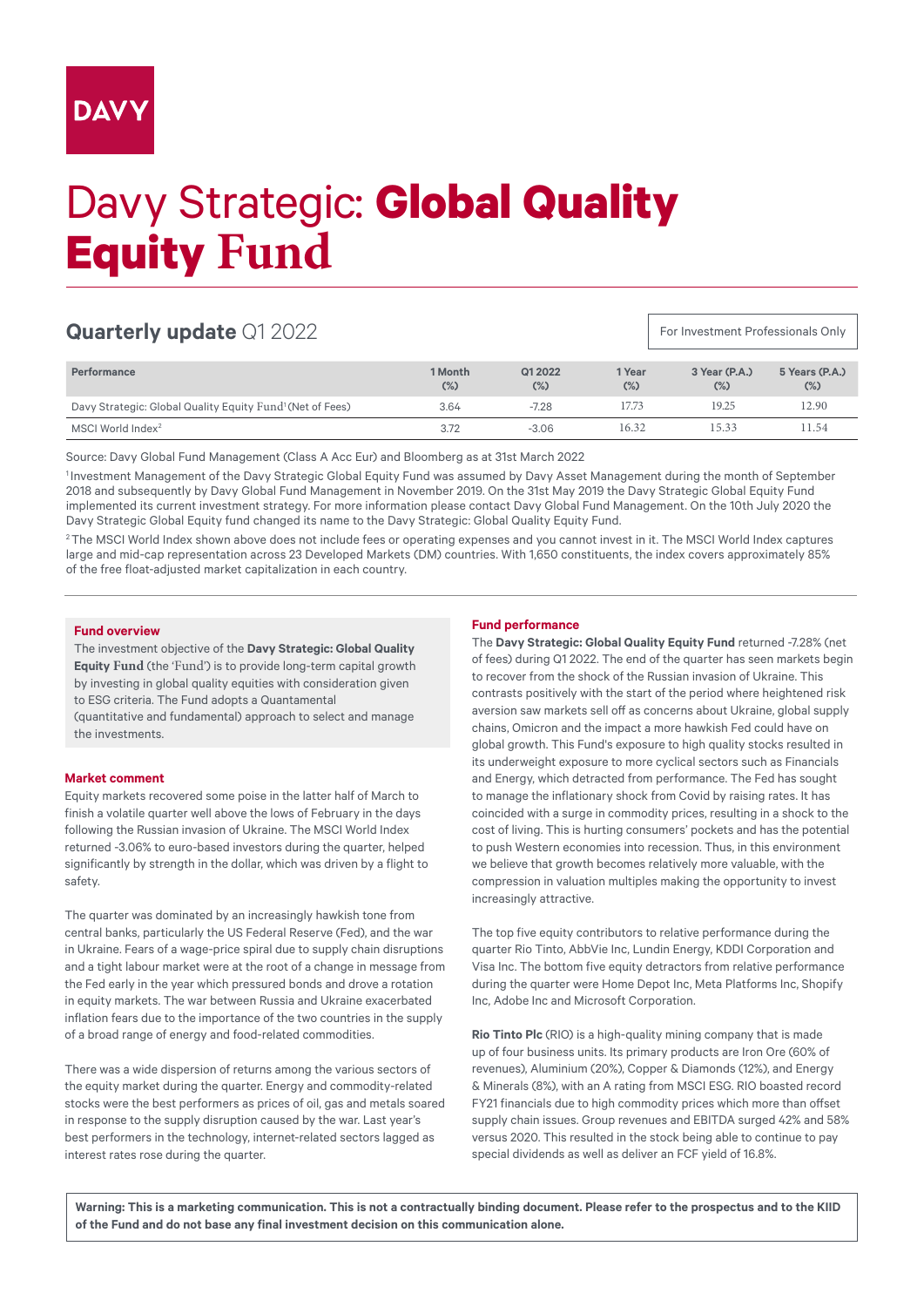DAVY

# Davy Strategic: **Global Quality Equity Fund**

## **Quarterly update** Q1 2022

For Investment Professionals Only

| Performance | 1 Month (%) | Q1 2022 (%) | 1 Year (%) | 3 Year (P.A.) (%) | 5 Years (P.A.) (%) |
|---|---|---|---|---|---|
| Davy Strategic: Global Quality Equity Fund[1] (Net of Fees) | 3.64 | -7.28 | 17.73 | 19.25 | 12.90 |
| MSCI World Index[2] | 3.72 | -3.06 | 16.32 | 15.33 | 11.54 |

Source: Davy Global Fund Management (Class A Acc Eur) and Bloomberg as at 31st March 2022

[1] Investment Management of the Davy Strategic Global Equity Fund was assumed by Davy Asset Management during the month of September 2018 and subsequently by Davy Global Fund Management in November 2019. On the 31st May 2019 the Davy Strategic Global Equity Fund implemented its current investment strategy. For more information please contact Davy Global Fund Management. On the 10th July 2020 the Davy Strategic Global Equity fund changed its name to the Davy Strategic: Global Quality Equity Fund.

[2] The MSCI World Index shown above does not include fees or operating expenses and you cannot invest in it. The MSCI World Index captures large and mid-cap representation across 23 Developed Markets (DM) countries. With 1,650 constituents, the index covers approximately 85% of the free float-adjusted market capitalization in each country.

### Fund overview

The investment objective of the **Davy Strategic: Global Quality Equity Fund** (the 'Fund') is to provide long-term capital growth by investing in global quality equities with consideration given to ESG criteria. The Fund adopts a Quantamental (quantitative and fundamental) approach to select and manage the investments.

### Market comment

Equity markets recovered some poise in the latter half of March to finish a volatile quarter well above the lows of February in the days following the Russian invasion of Ukraine. The MSCI World Index returned -3.06% to euro-based investors during the quarter, helped significantly by strength in the dollar, which was driven by a flight to safety.

The quarter was dominated by an increasingly hawkish tone from central banks, particularly the US Federal Reserve (Fed), and the war in Ukraine. Fears of a wage-price spiral due to supply chain disruptions and a tight labour market were at the root of a change in message from the Fed early in the year which pressured bonds and drove a rotation in equity markets. The war between Russia and Ukraine exacerbated inflation fears due to the importance of the two countries in the supply of a broad range of energy and food-related commodities.

There was a wide dispersion of returns among the various sectors of the equity market during the quarter. Energy and commodity-related stocks were the best performers as prices of oil, gas and metals soared in response to the supply disruption caused by the war. Last year's best performers in the technology, internet-related sectors lagged as interest rates rose during the quarter.

### Fund performance

The **Davy Strategic: Global Quality Equity Fund** returned -7.28% (net of fees) during Q1 2022. The end of the quarter has seen markets begin to recover from the shock of the Russian invasion of Ukraine. This contrasts positively with the start of the period where heightened risk aversion saw markets sell off as concerns about Ukraine, global supply chains, Omicron and the impact a more hawkish Fed could have on global growth. This Fund's exposure to high quality stocks resulted in its underweight exposure to more cyclical sectors such as Financials and Energy, which detracted from performance. The Fed has sought to manage the inflationary shock from Covid by raising rates. It has coincided with a surge in commodity prices, resulting in a shock to the cost of living. This is hurting consumers' pockets and has the potential to push Western economies into recession. Thus, in this environment we believe that growth becomes relatively more valuable, with the compression in valuation multiples making the opportunity to invest increasingly attractive.

The top five equity contributors to relative performance during the quarter Rio Tinto, AbbVie Inc, Lundin Energy, KDDI Corporation and Visa Inc. The bottom five equity detractors from relative performance during the quarter were Home Depot Inc, Meta Platforms Inc, Shopify Inc, Adobe Inc and Microsoft Corporation.

**Rio Tinto Plc** (RIO) is a high-quality mining company that is made up of four business units. Its primary products are Iron Ore (60% of revenues), Aluminium (20%), Copper & Diamonds (12%), and Energy & Minerals (8%), with an A rating from MSCI ESG. RIO boasted record FY21 financials due to high commodity prices which more than offset supply chain issues. Group revenues and EBITDA surged 42% and 58% versus 2020. This resulted in the stock being able to continue to pay special dividends as well as deliver an FCF yield of 16.8%.

**Warning: This is a marketing communication. This is not a contractually binding document. Please refer to the prospectus and to the KIID of the Fund and do not base any final investment decision on this communication alone.**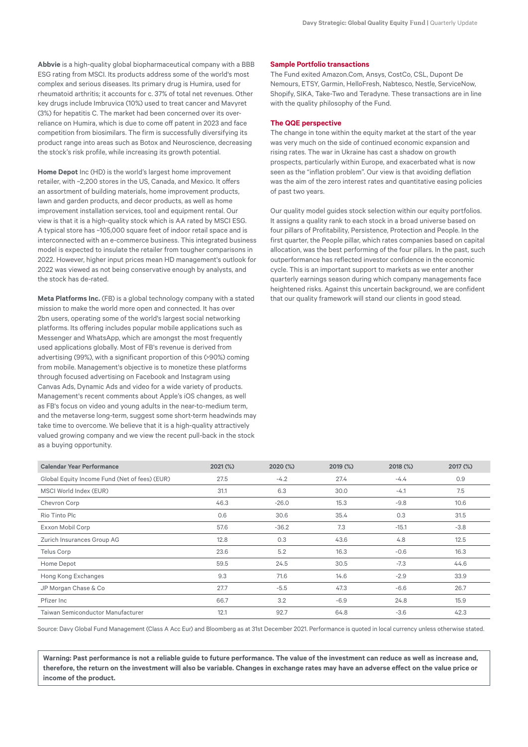**Abbvie** is a high-quality global biopharmaceutical company with a BBB ESG rating from MSCI. Its products address some of the world's most complex and serious diseases. Its primary drug is Humira, used for rheumatoid arthritis; it accounts for c. 37% of total net revenues. Other key drugs include Imbruvica (10%) used to treat cancer and Mavyret (3%) for hepatitis C. The market had been concerned over its over-reliance on Humira, which is due to come off patent in 2023 and face competition from biosimilars. The firm is successfully diversifying its product range into areas such as Botox and Neuroscience, decreasing the stock's risk profile, while increasing its growth potential.

**Home Depot** Inc (HD) is the world's largest home improvement retailer, with ~2,200 stores in the US, Canada, and Mexico. It offers an assortment of building materials, home improvement products, lawn and garden products, and decor products, as well as home improvement installation services, tool and equipment rental. Our view is that it is a high-quality stock which is AA rated by MSCI ESG. A typical store has ~105,000 square feet of indoor retail space and is interconnected with an e-commerce business. This integrated business model is expected to insulate the retailer from tougher comparisons in 2022. However, higher input prices mean HD management's outlook for 2022 was viewed as not being conservative enough by analysts, and the stock has de-rated.

**Meta Platforms Inc.** (FB) is a global technology company with a stated mission to make the world more open and connected. It has over 2bn users, operating some of the world's largest social networking platforms. Its offering includes popular mobile applications such as Messenger and WhatsApp, which are amongst the most frequently used applications globally. Most of FB's revenue is derived from advertising (99%), with a significant proportion of this (>90%) coming from mobile. Management's objective is to monetize these platforms through focused advertising on Facebook and Instagram using Canvas Ads, Dynamic Ads and video for a wide variety of products. Management's recent comments about Apple's iOS changes, as well as FB's focus on video and young adults in the near-to-medium term, and the metaverse long-term, suggest some short-term headwinds may take time to overcome. We believe that it is a high-quality attractively valued growing company and we view the recent pull-back in the stock as a buying opportunity.

## Sample Portfolio transactions

The Fund exited Amazon.Com, Ansys, CostCo, CSL, Dupont De Nemours, ETSY, Garmin, HelloFresh, Nabtesco, Nestle, ServiceNow, Shopify, SIKA, Take-Two and Teradyne. These transactions are in line with the quality philosophy of the Fund.

## The QQE perspective

The change in tone within the equity market at the start of the year was very much on the side of continued economic expansion and rising rates. The war in Ukraine has cast a shadow on growth prospects, particularly within Europe, and exacerbated what is now seen as the "inflation problem". Our view is that avoiding deflation was the aim of the zero interest rates and quantitative easing policies of past two years.

Our quality model guides stock selection within our equity portfolios. It assigns a quality rank to each stock in a broad universe based on four pillars of Profitability, Persistence, Protection and People. In the first quarter, the People pillar, which rates companies based on capital allocation, was the best performing of the four pillars. In the past, such outperformance has reflected investor confidence in the economic cycle. This is an important support to markets as we enter another quarterly earnings season during which company managements face heightened risks. Against this uncertain background, we are confident that our quality framework will stand our clients in good stead.

| Calendar Year Performance | 2021 (%) | 2020 (%) | 2019 (%) | 2018 (%) | 2017 (%) |
|---|---|---|---|---|---|
| Global Equity Income Fund (Net of fees) (EUR) | 27.5 | -4.2 | 27.4 | -4.4 | 0.9 |
| MSCI World Index (EUR) | 31.1 | 6.3 | 30.0 | -4.1 | 7.5 |
| Chevron Corp | 46.3 | -26.0 | 15.3 | -9.8 | 10.6 |
| Rio Tinto Plc | 0.6 | 30.6 | 35.4 | 0.3 | 31.5 |
| Exxon Mobil Corp | 57.6 | -36.2 | 7.3 | -15.1 | -3.8 |
| Zurich Insurances Group AG | 12.8 | 0.3 | 43.6 | 4.8 | 12.5 |
| Telus Corp | 23.6 | 5.2 | 16.3 | -0.6 | 16.3 |
| Home Depot | 59.5 | 24.5 | 30.5 | -7.3 | 44.6 |
| Hong Kong Exchanges | 9.3 | 71.6 | 14.6 | -2.9 | 33.9 |
| JP Morgan Chase & Co | 27.7 | -5.5 | 47.3 | -6.6 | 26.7 |
| Pfizer Inc | 66.7 | 3.2 | -6.9 | 24.8 | 15.9 |
| Taiwan Semiconductor Manufacturer | 12.1 | 92.7 | 64.8 | -3.6 | 42.3 |

Source: Davy Global Fund Management (Class A Acc Eur) and Bloomberg as at 31st December 2021. Performance is quoted in local currency unless otherwise stated.

**Warning: Past performance is not a reliable guide to future performance. The value of the investment can reduce as well as increase and, therefore, the return on the investment will also be variable. Changes in exchange rates may have an adverse effect on the value price or income of the product.**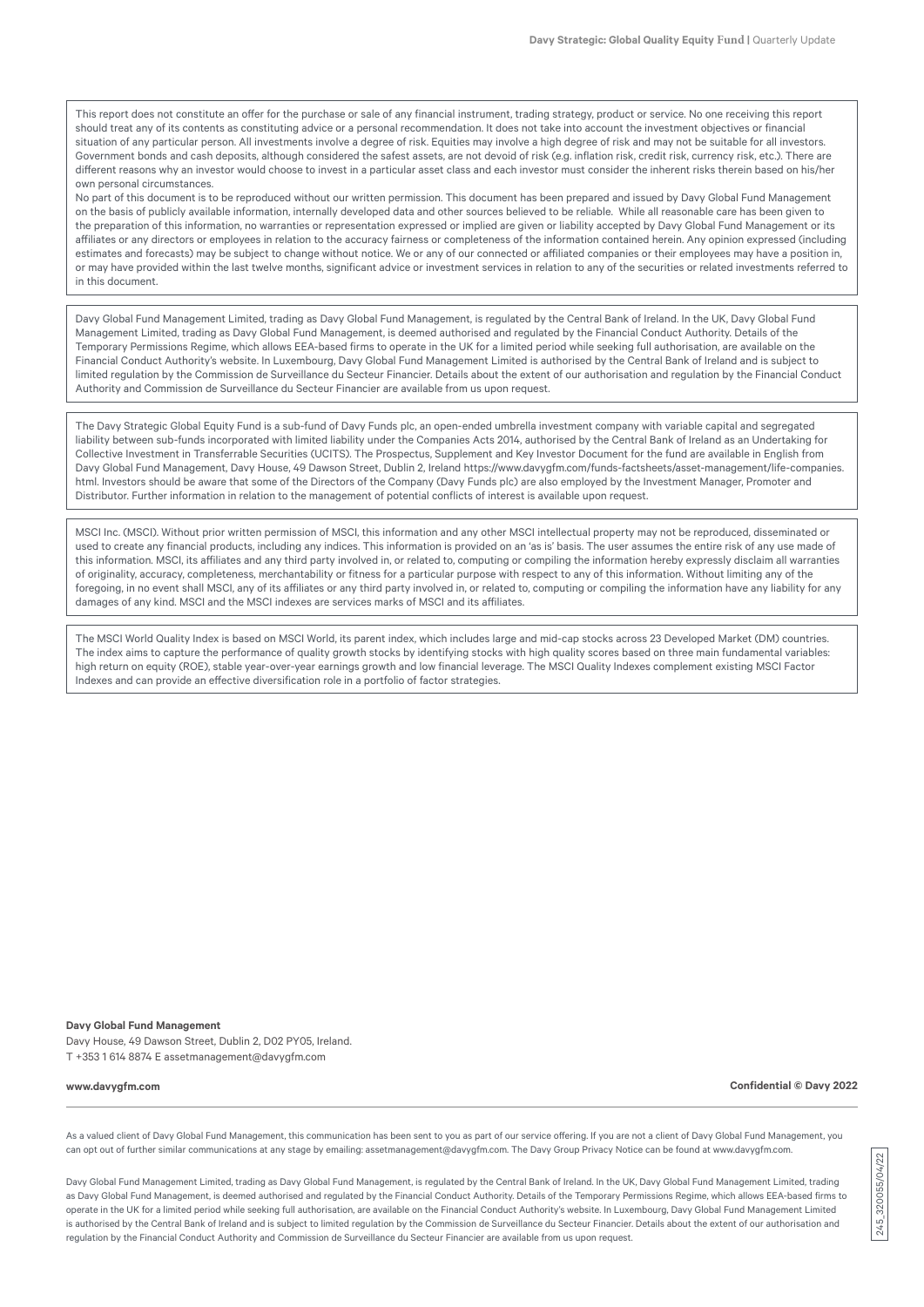This report does not constitute an offer for the purchase or sale of any financial instrument, trading strategy, product or service. No one receiving this report should treat any of its contents as constituting advice or a personal recommendation. It does not take into account the investment objectives or financial situation of any particular person. All investments involve a degree of risk. Equities may involve a high degree of risk and may not be suitable for all investors. Government bonds and cash deposits, although considered the safest assets, are not devoid of risk (e.g. inflation risk, credit risk, currency risk, etc.). There are different reasons why an investor would choose to invest in a particular asset class and each investor must consider the inherent risks therein based on his/her own personal circumstances.

No part of this document is to be reproduced without our written permission. This document has been prepared and issued by Davy Global Fund Management on the basis of publicly available information, internally developed data and other sources believed to be reliable. While all reasonable care has been given to the preparation of this information, no warranties or representation expressed or implied are given or liability accepted by Davy Global Fund Management or its affiliates or any directors or employees in relation to the accuracy fairness or completeness of the information contained herein. Any opinion expressed (including estimates and forecasts) may be subject to change without notice. We or any of our connected or affiliated companies or their employees may have a position in, or may have provided within the last twelve months, significant advice or investment services in relation to any of the securities or related investments referred to in this document.

Davy Global Fund Management Limited, trading as Davy Global Fund Management, is regulated by the Central Bank of Ireland. In the UK, Davy Global Fund Management Limited, trading as Davy Global Fund Management, is deemed authorised and regulated by the Financial Conduct Authority. Details of the Temporary Permissions Regime, which allows EEA-based firms to operate in the UK for a limited period while seeking full authorisation, are available on the Financial Conduct Authority's website. In Luxembourg, Davy Global Fund Management Limited is authorised by the Central Bank of Ireland and is subject to limited regulation by the Commission de Surveillance du Secteur Financier. Details about the extent of our authorisation and regulation by the Financial Conduct Authority and Commission de Surveillance du Secteur Financier are available from us upon request.

The Davy Strategic Global Equity Fund is a sub-fund of Davy Funds plc, an open-ended umbrella investment company with variable capital and segregated liability between sub-funds incorporated with limited liability under the Companies Acts 2014, authorised by the Central Bank of Ireland as an Undertaking for Collective Investment in Transferrable Securities (UCITS). The Prospectus, Supplement and Key Investor Document for the fund are available in English from Davy Global Fund Management, Davy House, 49 Dawson Street, Dublin 2, Ireland https://www.davygfm.com/funds-factsheets/asset-management/life-companies.html. Investors should be aware that some of the Directors of the Company (Davy Funds plc) are also employed by the Investment Manager, Promoter and Distributor. Further information in relation to the management of potential conflicts of interest is available upon request.

MSCI Inc. (MSCI). Without prior written permission of MSCI, this information and any other MSCI intellectual property may not be reproduced, disseminated or used to create any financial products, including any indices. This information is provided on an 'as is' basis. The user assumes the entire risk of any use made of this information. MSCI, its affiliates and any third party involved in, or related to, computing or compiling the information hereby expressly disclaim all warranties of originality, accuracy, completeness, merchantability or fitness for a particular purpose with respect to any of this information. Without limiting any of the foregoing, in no event shall MSCI, any of its affiliates or any third party involved in, or related to, computing or compiling the information have any liability for any damages of any kind. MSCI and the MSCI indexes are services marks of MSCI and its affiliates.

The MSCI World Quality Index is based on MSCI World, its parent index, which includes large and mid-cap stocks across 23 Developed Market (DM) countries. The index aims to capture the performance of quality growth stocks by identifying stocks with high quality scores based on three main fundamental variables: high return on equity (ROE), stable year-over-year earnings growth and low financial leverage. The MSCI Quality Indexes complement existing MSCI Factor Indexes and can provide an effective diversification role in a portfolio of factor strategies.

**Davy Global Fund Management**
Davy House, 49 Dawson Street, Dublin 2, D02 PY05, Ireland.
T +353 1 614 8874 E assetmanagement@davygfm.com

**www.davygfm.com**

**Confidential © Davy 2022**

As a valued client of Davy Global Fund Management, this communication has been sent to you as part of our service offering. If you are not a client of Davy Global Fund Management, you can opt out of further similar communications at any stage by emailing: assetmanagement@davygfm.com. The Davy Group Privacy Notice can be found at www.davygfm.com.

Davy Global Fund Management Limited, trading as Davy Global Fund Management, is regulated by the Central Bank of Ireland. In the UK, Davy Global Fund Management Limited, trading as Davy Global Fund Management, is deemed authorised and regulated by the Financial Conduct Authority. Details of the Temporary Permissions Regime, which allows EEA-based firms to operate in the UK for a limited period while seeking full authorisation, are available on the Financial Conduct Authority's website. In Luxembourg, Davy Global Fund Management Limited is authorised by the Central Bank of Ireland and is subject to limited regulation by the Commission de Surveillance du Secteur Financier. Details about the extent of our authorisation and regulation by the Financial Conduct Authority and Commission de Surveillance du Secteur Financier are available from us upon request.

245_320055/04/22